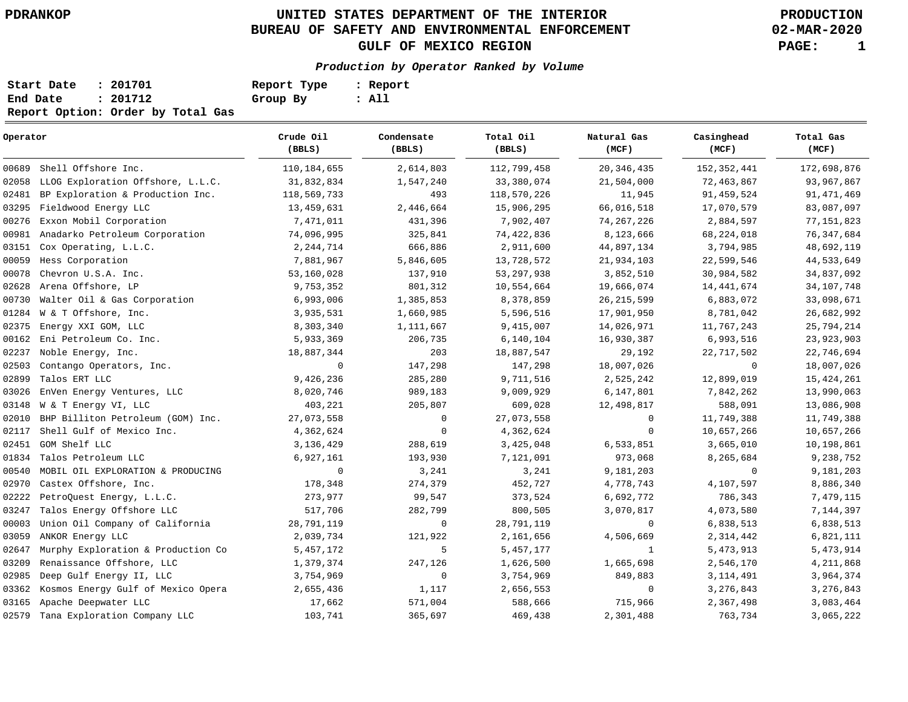# UNITED STATES DEPARTMENT OF THE INTERIOR
## BUREAU OF SAFETY AND ENVIRONMENTAL ENFORCEMENT
## GULF OF MEXICO REGION

PDRANKOP — PRODUCTION — 02-MAR-2020

***Production by Operator Ranked by Volume***

**Start Date : 201701** &nbsp;&nbsp; **Report Type : Report**
**End Date : 201712** &nbsp;&nbsp; **Group By : All**
**Report Option: Order by Total Gas**

| Operator | Crude Oil (BBLS) | Condensate (BBLS) | Total Oil (BBLS) | Natural Gas (MCF) | Casinghead (MCF) | Total Gas (MCF) |
|---|---|---|---|---|---|---|
| 00689 Shell Offshore Inc. | 110,184,655 | 2,614,803 | 112,799,458 | 20,346,435 | 152,352,441 | 172,698,876 |
| 02058 LLOG Exploration Offshore, L.L.C. | 31,832,834 | 1,547,240 | 33,380,074 | 21,504,000 | 72,463,867 | 93,967,867 |
| 02481 BP Exploration & Production Inc. | 118,569,733 | 493 | 118,570,226 | 11,945 | 91,459,524 | 91,471,469 |
| 03295 Fieldwood Energy LLC | 13,459,631 | 2,446,664 | 15,906,295 | 66,016,518 | 17,070,579 | 83,087,097 |
| 00276 Exxon Mobil Corporation | 7,471,011 | 431,396 | 7,902,407 | 74,267,226 | 2,884,597 | 77,151,823 |
| 00981 Anadarko Petroleum Corporation | 74,096,995 | 325,841 | 74,422,836 | 8,123,666 | 68,224,018 | 76,347,684 |
| 03151 Cox Operating, L.L.C. | 2,244,714 | 666,886 | 2,911,600 | 44,897,134 | 3,794,985 | 48,692,119 |
| 00059 Hess Corporation | 7,881,967 | 5,846,605 | 13,728,572 | 21,934,103 | 22,599,546 | 44,533,649 |
| 00078 Chevron U.S.A. Inc. | 53,160,028 | 137,910 | 53,297,938 | 3,852,510 | 30,984,582 | 34,837,092 |
| 02628 Arena Offshore, LP | 9,753,352 | 801,312 | 10,554,664 | 19,666,074 | 14,441,674 | 34,107,748 |
| 00730 Walter Oil & Gas Corporation | 6,993,006 | 1,385,853 | 8,378,859 | 26,215,599 | 6,883,072 | 33,098,671 |
| 01284 W & T Offshore, Inc. | 3,935,531 | 1,660,985 | 5,596,516 | 17,901,950 | 8,781,042 | 26,682,992 |
| 02375 Energy XXI GOM, LLC | 8,303,340 | 1,111,667 | 9,415,007 | 14,026,971 | 11,767,243 | 25,794,214 |
| 00162 Eni Petroleum Co. Inc. | 5,933,369 | 206,735 | 6,140,104 | 16,930,387 | 6,993,516 | 23,923,903 |
| 02237 Noble Energy, Inc. | 18,887,344 | 203 | 18,887,547 | 29,192 | 22,717,502 | 22,746,694 |
| 02503 Contango Operators, Inc. | 0 | 147,298 | 147,298 | 18,007,026 | 0 | 18,007,026 |
| 02899 Talos ERT LLC | 9,426,236 | 285,280 | 9,711,516 | 2,525,242 | 12,899,019 | 15,424,261 |
| 03026 EnVen Energy Ventures, LLC | 8,020,746 | 989,183 | 9,009,929 | 6,147,801 | 7,842,262 | 13,990,063 |
| 03148 W & T Energy VI, LLC | 403,221 | 205,807 | 609,028 | 12,498,817 | 588,091 | 13,086,908 |
| 02010 BHP Billiton Petroleum (GOM) Inc. | 27,073,558 | 0 | 27,073,558 | 0 | 11,749,388 | 11,749,388 |
| 02117 Shell Gulf of Mexico Inc. | 4,362,624 | 0 | 4,362,624 | 0 | 10,657,266 | 10,657,266 |
| 02451 GOM Shelf LLC | 3,136,429 | 288,619 | 3,425,048 | 6,533,851 | 3,665,010 | 10,198,861 |
| 01834 Talos Petroleum LLC | 6,927,161 | 193,930 | 7,121,091 | 973,068 | 8,265,684 | 9,238,752 |
| 00540 MOBIL OIL EXPLORATION & PRODUCING | 0 | 3,241 | 3,241 | 9,181,203 | 0 | 9,181,203 |
| 02970 Castex Offshore, Inc. | 178,348 | 274,379 | 452,727 | 4,778,743 | 4,107,597 | 8,886,340 |
| 02222 PetroQuest Energy, L.L.C. | 273,977 | 99,547 | 373,524 | 6,692,772 | 786,343 | 7,479,115 |
| 03247 Talos Energy Offshore LLC | 517,706 | 282,799 | 800,505 | 3,070,817 | 4,073,580 | 7,144,397 |
| 00003 Union Oil Company of California | 28,791,119 | 0 | 28,791,119 | 0 | 6,838,513 | 6,838,513 |
| 03059 ANKOR Energy LLC | 2,039,734 | 121,922 | 2,161,656 | 4,506,669 | 2,314,442 | 6,821,111 |
| 02647 Murphy Exploration & Production Co | 5,457,172 | 5 | 5,457,177 | 1 | 5,473,913 | 5,473,914 |
| 03209 Renaissance Offshore, LLC | 1,379,374 | 247,126 | 1,626,500 | 1,665,698 | 2,546,170 | 4,211,868 |
| 02985 Deep Gulf Energy II, LLC | 3,754,969 | 0 | 3,754,969 | 849,883 | 3,114,491 | 3,964,374 |
| 03362 Kosmos Energy Gulf of Mexico Opera | 2,655,436 | 1,117 | 2,656,553 | 0 | 3,276,843 | 3,276,843 |
| 03165 Apache Deepwater LLC | 17,662 | 571,004 | 588,666 | 715,966 | 2,367,498 | 3,083,464 |
| 02579 Tana Exploration Company LLC | 103,741 | 365,697 | 469,438 | 2,301,488 | 763,734 | 3,065,222 |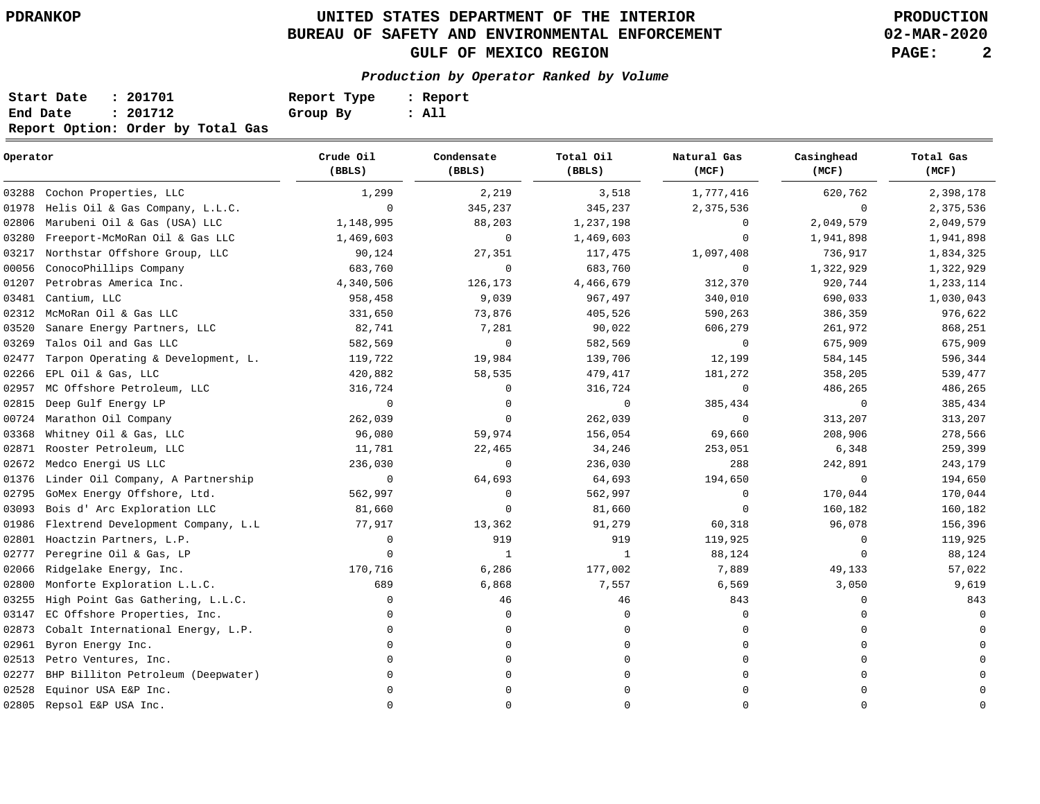PDRANKOP

# UNITED STATES DEPARTMENT OF THE INTERIOR
## BUREAU OF SAFETY AND ENVIRONMENTAL ENFORCEMENT
## GULF OF MEXICO REGION

PRODUCTION
02-MAR-2020

***Production by Operator Ranked by Volume***

**Start Date : 201701** &nbsp;&nbsp;&nbsp; **Report Type : Report**
**End Date : 201712** &nbsp;&nbsp;&nbsp; **Group By : All**
**Report Option: Order by Total Gas**

| Operator | Crude Oil (BBLS) | Condensate (BBLS) | Total Oil (BBLS) | Natural Gas (MCF) | Casinghead (MCF) | Total Gas (MCF) |
|---|---|---|---|---|---|---|
| 03288 Cochon Properties, LLC | 1,299 | 2,219 | 3,518 | 1,777,416 | 620,762 | 2,398,178 |
| 01978 Helis Oil & Gas Company, L.L.C. | 0 | 345,237 | 345,237 | 2,375,536 | 0 | 2,375,536 |
| 02806 Marubeni Oil & Gas (USA) LLC | 1,148,995 | 88,203 | 1,237,198 | 0 | 2,049,579 | 2,049,579 |
| 03280 Freeport-McMoRan Oil & Gas LLC | 1,469,603 | 0 | 1,469,603 | 0 | 1,941,898 | 1,941,898 |
| 03217 Northstar Offshore Group, LLC | 90,124 | 27,351 | 117,475 | 1,097,408 | 736,917 | 1,834,325 |
| 00056 ConocoPhillips Company | 683,760 | 0 | 683,760 | 0 | 1,322,929 | 1,322,929 |
| 01207 Petrobras America Inc. | 4,340,506 | 126,173 | 4,466,679 | 312,370 | 920,744 | 1,233,114 |
| 03481 Cantium, LLC | 958,458 | 9,039 | 967,497 | 340,010 | 690,033 | 1,030,043 |
| 02312 McMoRan Oil & Gas LLC | 331,650 | 73,876 | 405,526 | 590,263 | 386,359 | 976,622 |
| 03520 Sanare Energy Partners, LLC | 82,741 | 7,281 | 90,022 | 606,279 | 261,972 | 868,251 |
| 03269 Talos Oil and Gas LLC | 582,569 | 0 | 582,569 | 0 | 675,909 | 675,909 |
| 02477 Tarpon Operating & Development, L. | 119,722 | 19,984 | 139,706 | 12,199 | 584,145 | 596,344 |
| 02266 EPL Oil & Gas, LLC | 420,882 | 58,535 | 479,417 | 181,272 | 358,205 | 539,477 |
| 02957 MC Offshore Petroleum, LLC | 316,724 | 0 | 316,724 | 0 | 486,265 | 486,265 |
| 02815 Deep Gulf Energy LP | 0 | 0 | 0 | 385,434 | 0 | 385,434 |
| 00724 Marathon Oil Company | 262,039 | 0 | 262,039 | 0 | 313,207 | 313,207 |
| 03368 Whitney Oil & Gas, LLC | 96,080 | 59,974 | 156,054 | 69,660 | 208,906 | 278,566 |
| 02871 Rooster Petroleum, LLC | 11,781 | 22,465 | 34,246 | 253,051 | 6,348 | 259,399 |
| 02672 Medco Energi US LLC | 236,030 | 0 | 236,030 | 288 | 242,891 | 243,179 |
| 01376 Linder Oil Company, A Partnership | 0 | 64,693 | 64,693 | 194,650 | 0 | 194,650 |
| 02795 GoMex Energy Offshore, Ltd. | 562,997 | 0 | 562,997 | 0 | 170,044 | 170,044 |
| 03093 Bois d' Arc Exploration LLC | 81,660 | 0 | 81,660 | 0 | 160,182 | 160,182 |
| 01986 Flextrend Development Company, L.L | 77,917 | 13,362 | 91,279 | 60,318 | 96,078 | 156,396 |
| 02801 Hoactzin Partners, L.P. | 0 | 919 | 919 | 119,925 | 0 | 119,925 |
| 02777 Peregrine Oil & Gas, LP | 0 | 1 | 1 | 88,124 | 0 | 88,124 |
| 02066 Ridgelake Energy, Inc. | 170,716 | 6,286 | 177,002 | 7,889 | 49,133 | 57,022 |
| 02800 Monforte Exploration L.L.C. | 689 | 6,868 | 7,557 | 6,569 | 3,050 | 9,619 |
| 03255 High Point Gas Gathering, L.L.C. | 0 | 46 | 46 | 843 | 0 | 843 |
| 03147 EC Offshore Properties, Inc. | 0 | 0 | 0 | 0 | 0 | 0 |
| 02873 Cobalt International Energy, L.P. | 0 | 0 | 0 | 0 | 0 | 0 |
| 02961 Byron Energy Inc. | 0 | 0 | 0 | 0 | 0 | 0 |
| 02513 Petro Ventures, Inc. | 0 | 0 | 0 | 0 | 0 | 0 |
| 02277 BHP Billiton Petroleum (Deepwater) | 0 | 0 | 0 | 0 | 0 | 0 |
| 02528 Equinor USA E&P Inc. | 0 | 0 | 0 | 0 | 0 | 0 |
| 02805 Repsol E&P USA Inc. | 0 | 0 | 0 | 0 | 0 | 0 |